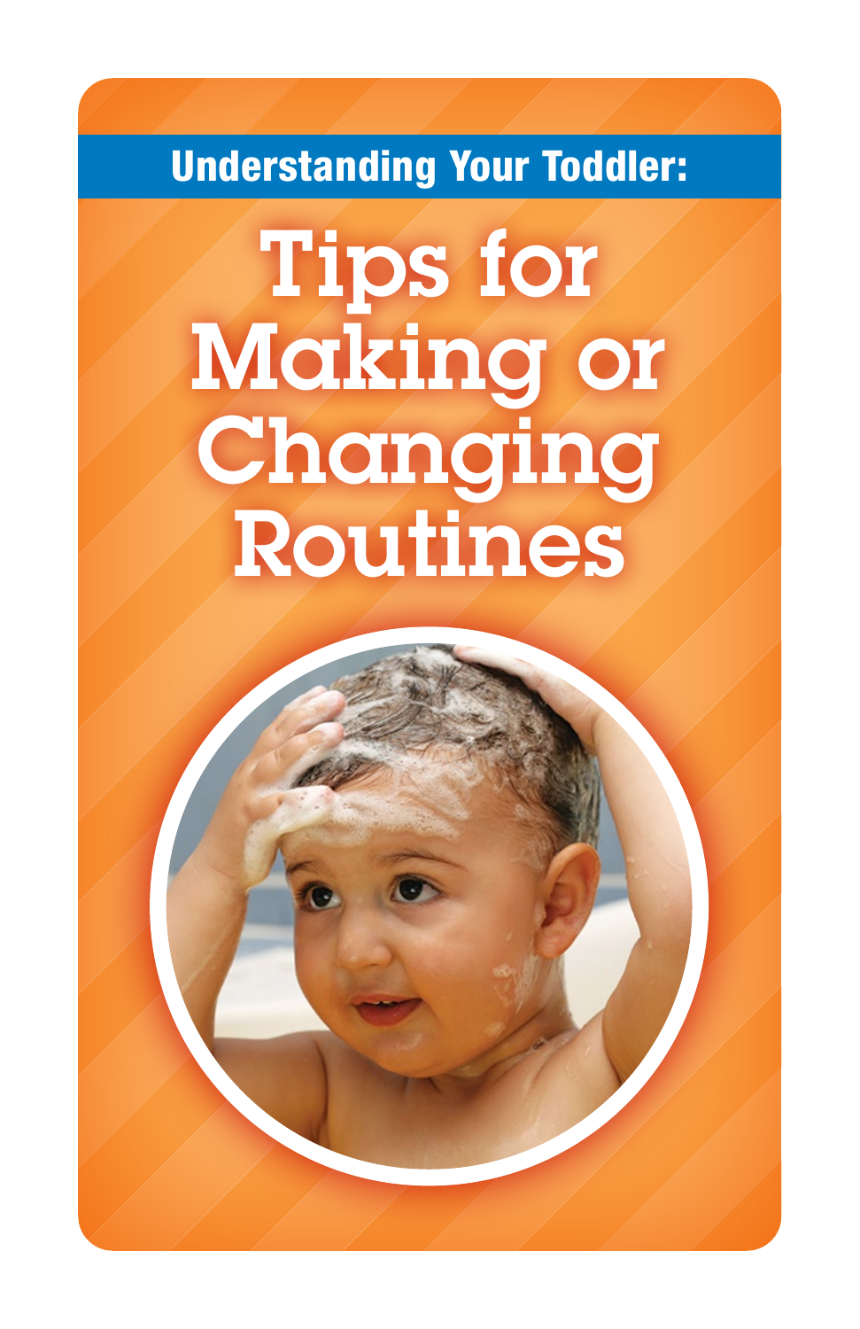## Understanding Your Toddler:

# Tips for Making or Changing Routines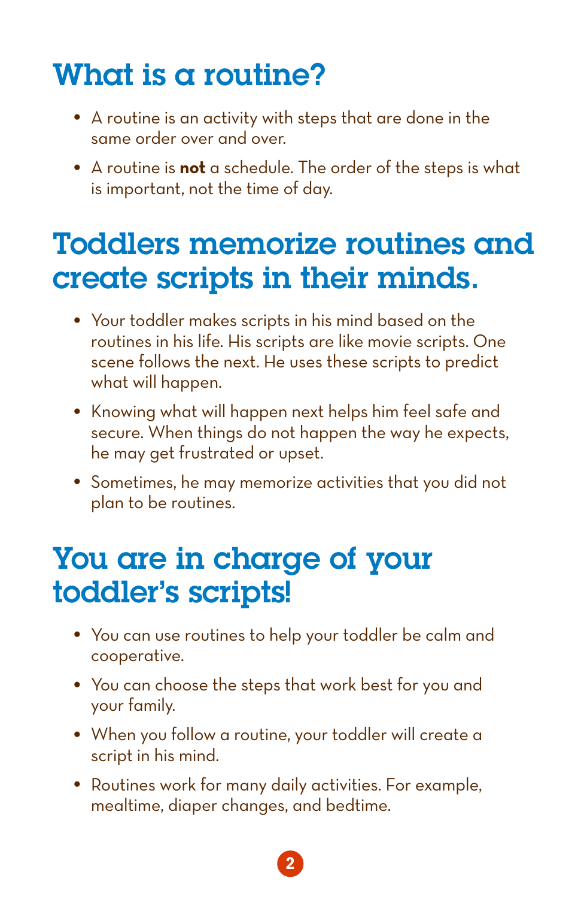## What is a routine?

- A routine is an activity with steps that are done in the same order over and over.
- A routine is **not** a schedule. The order of the steps is what is important, not the time of day.

## Toddlers memorize routines and create scripts in their minds.

- Your toddler makes scripts in his mind based on the routines in his life. His scripts are like movie scripts. One scene follows the next. He uses these scripts to predict what will happen.
- Knowing what will happen next helps him feel safe and secure. When things do not happen the way he expects, he may get frustrated or upset.
- Sometimes, he may memorize activities that you did not plan to be routines.

## You are in charge of your toddler's scripts!

- You can use routines to help your toddler be calm and cooperative.
- You can choose the steps that work best for you and your family.
- When you follow a routine, your toddler will create a script in his mind.
- Routines work for many daily activities. For example, mealtime, diaper changes, and bedtime.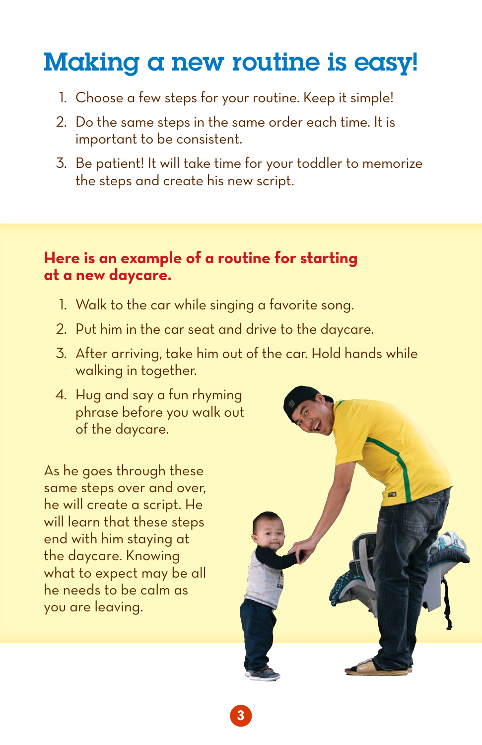# Making a new routine is easy!

1. Choose a few steps for your routine. Keep it simple!
2. Do the same steps in the same order each time. It is important to be consistent.
3. Be patient! It will take time for your toddler to memorize the steps and create his new script.

**Here is an example of a routine for starting at a new daycare.**

1. Walk to the car while singing a favorite song.
2. Put him in the car seat and drive to the daycare.
3. After arriving, take him out of the car. Hold hands while walking in together.
4. Hug and say a fun rhyming phrase before you walk out of the daycare.

As he goes through these same steps over and over, he will create a script. He will learn that these steps end with him staying at the daycare. Knowing what to expect may be all he needs to be calm as you are leaving.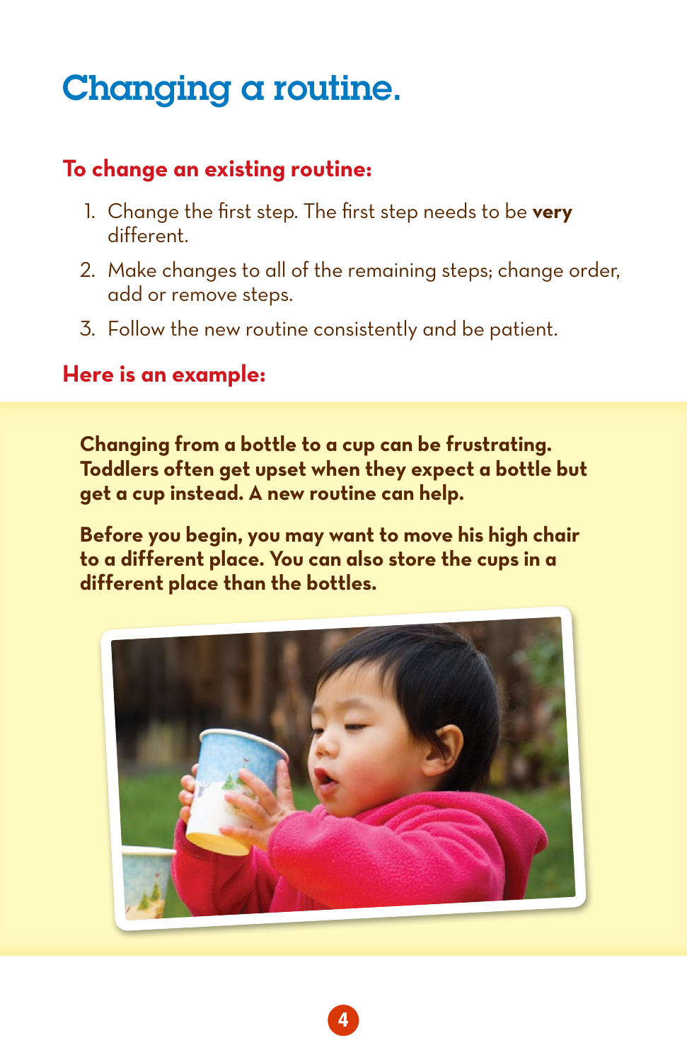# Changing a routine.

## To change an existing routine:

1. Change the first step. The first step needs to be **very** different.
2. Make changes to all of the remaining steps; change order, add or remove steps.
3. Follow the new routine consistently and be patient.

## Here is an example:

**Changing from a bottle to a cup can be frustrating. Toddlers often get upset when they expect a bottle but get a cup instead. A new routine can help.**

**Before you begin, you may want to move his high chair to a different place. You can also store the cups in a different place than the bottles.**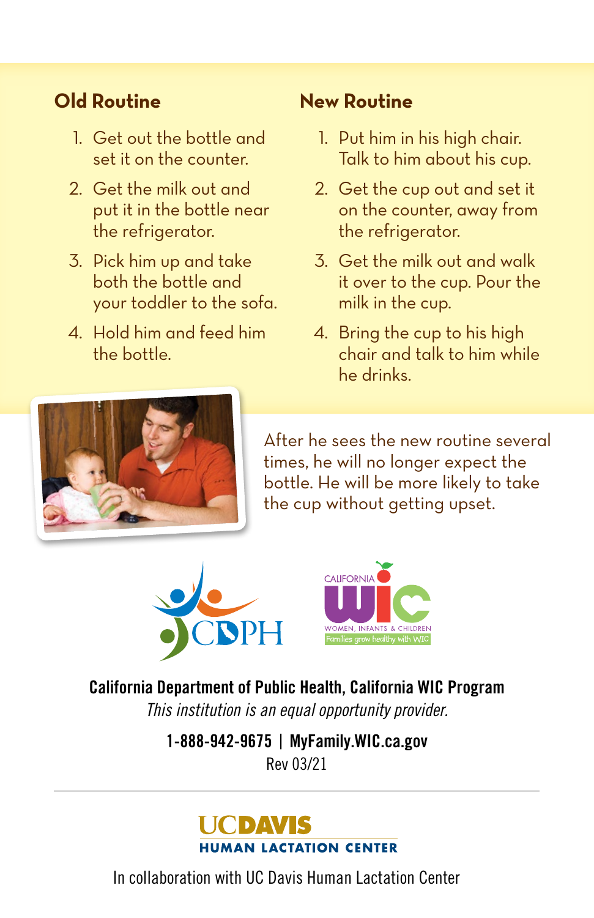## Old Routine

1. Get out the bottle and set it on the counter.
2. Get the milk out and put it in the bottle near the refrigerator.
3. Pick him up and take both the bottle and your toddler to the sofa.
4. Hold him and feed him the bottle.

## New Routine

1. Put him in his high chair. Talk to him about his cup.
2. Get the cup out and set it on the counter, away from the refrigerator.
3. Get the milk out and walk it over to the cup. Pour the milk in the cup.
4. Bring the cup to his high chair and talk to him while he drinks.

After he sees the new routine several times, he will no longer expect the bottle. He will be more likely to take the cup without getting upset.

**California Department of Public Health, California WIC Program**

*This institution is an equal opportunity provider.*

**1-888-942-9675 | MyFamily.WIC.ca.gov**

Rev 03/21

In collaboration with UC Davis Human Lactation Center